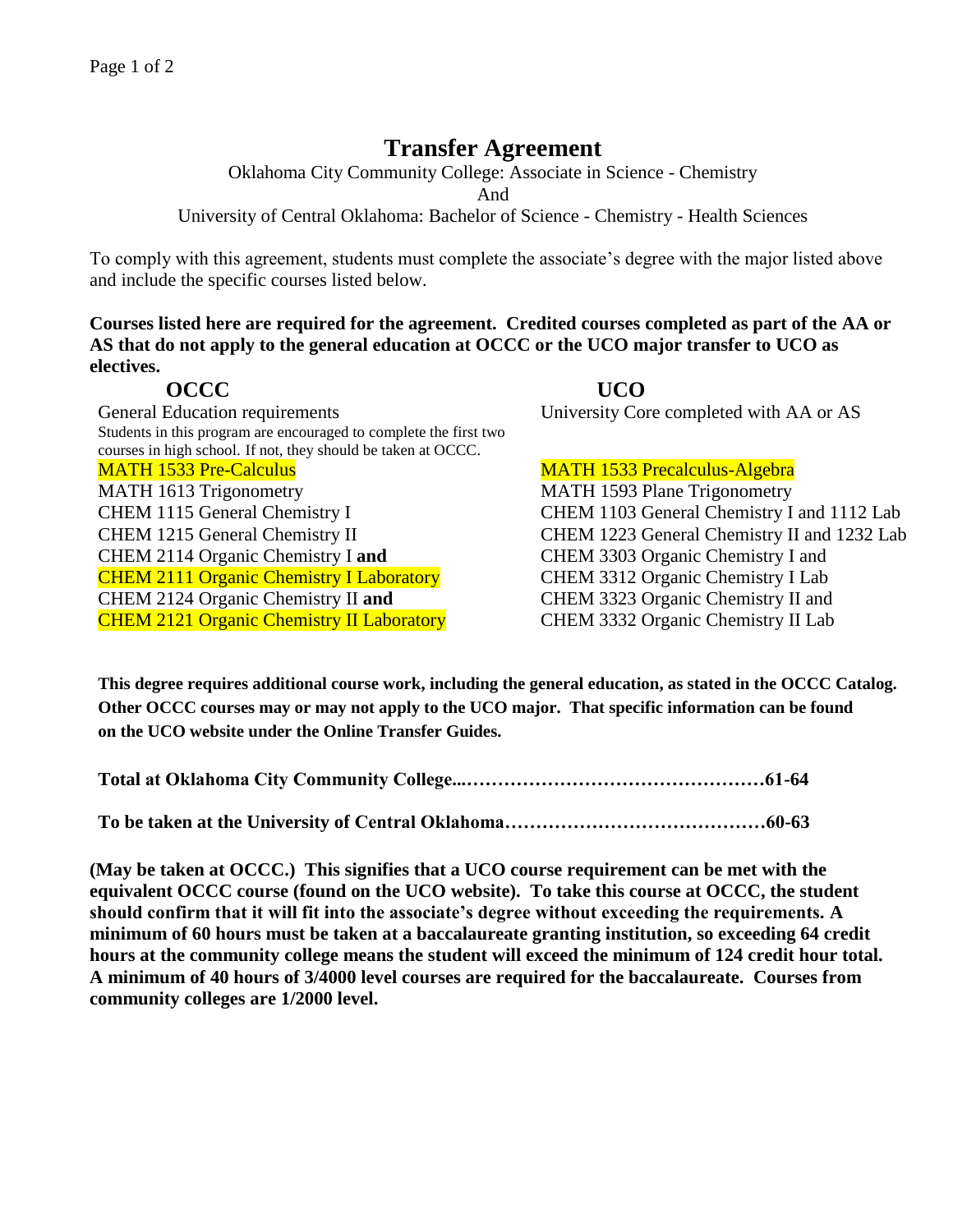# Transfer Agreement

Oklahoma City Community College: Associate in Science - Chemistry

And

University of Central Oklahoma: Bachelor of Science - Chemistry - Health Sciences

To comply with this agreement, students must complete the associate's degree with the major listed above and include the specific courses listed below.

**Courses listed here are required for the agreement. Credited courses completed as part of the AA or AS that do not apply to the general education at OCCC or the UCO major transfer to UCO as electives.**

| OCCC | UCO |
|---|---|
| General Education requirements<br>Students in this program are encouraged to complete the first two courses in high school. If not, they should be taken at OCCC. | University Core completed with AA or AS |
| MATH 1533 Pre-Calculus | MATH 1533 Precalculus-Algebra |
| MATH 1613 Trigonometry | MATH 1593 Plane Trigonometry |
| CHEM 1115 General Chemistry I | CHEM 1103 General Chemistry I and 1112 Lab |
| CHEM 1215 General Chemistry II | CHEM 1223 General Chemistry II and 1232 Lab |
| CHEM 2114 Organic Chemistry I **and** | CHEM 3303 Organic Chemistry I and |
| CHEM 2111 Organic Chemistry I Laboratory | CHEM 3312 Organic Chemistry I Lab |
| CHEM 2124 Organic Chemistry II **and** | CHEM 3323 Organic Chemistry II and |
| CHEM 2121 Organic Chemistry II Laboratory | CHEM 3332 Organic Chemistry II Lab |

**This degree requires additional course work, including the general education, as stated in the OCCC Catalog. Other OCCC courses may or may not apply to the UCO major. That specific information can be found on the UCO website under the Online Transfer Guides.**

**Total at Oklahoma City Community College...……………………………………………61-64**

**To be taken at the University of Central Oklahoma……………………………………60-63**

**(May be taken at OCCC.) This signifies that a UCO course requirement can be met with the equivalent OCCC course (found on the UCO website). To take this course at OCCC, the student should confirm that it will fit into the associate's degree without exceeding the requirements. A minimum of 60 hours must be taken at a baccalaureate granting institution, so exceeding 64 credit hours at the community college means the student will exceed the minimum of 124 credit hour total. A minimum of 40 hours of 3/4000 level courses are required for the baccalaureate. Courses from community colleges are 1/2000 level.**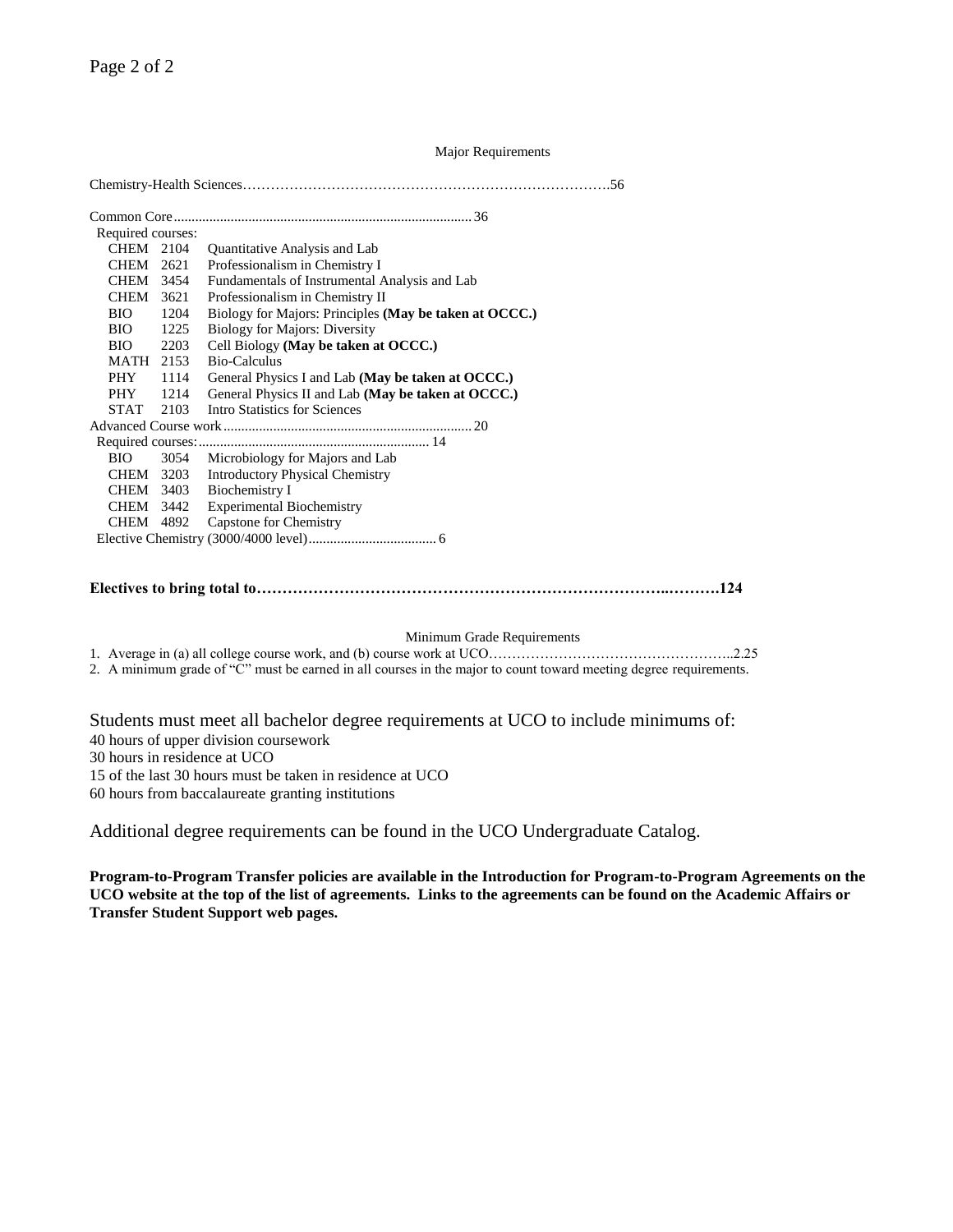## Major Requirements

Chemistry-Health Sciences……………………………………………………………………….56

Common Core ................................................................................... 36

Required courses:

| | | |
|---|---|---|
| CHEM | 2104 | Quantitative Analysis and Lab |
| CHEM | 2621 | Professionalism in Chemistry I |
| CHEM | 3454 | Fundamentals of Instrumental Analysis and Lab |
| CHEM | 3621 | Professionalism in Chemistry II |
| BIO | 1204 | Biology for Majors: Principles **(May be taken at OCCC.)** |
| BIO | 1225 | Biology for Majors: Diversity |
| BIO | 2203 | Cell Biology **(May be taken at OCCC.)** |
| MATH | 2153 | Bio-Calculus |
| PHY | 1114 | General Physics I and Lab **(May be taken at OCCC.)** |
| PHY | 1214 | General Physics II and Lab **(May be taken at OCCC.)** |
| STAT | 2103 | Intro Statistics for Sciences |

Advanced Course work ..................................................................... 20

Required courses: ................................................................ 14

| | | |
|---|---|---|
| BIO | 3054 | Microbiology for Majors and Lab |
| CHEM | 3203 | Introductory Physical Chemistry |
| CHEM | 3403 | Biochemistry I |
| CHEM | 3442 | Experimental Biochemistry |
| CHEM | 4892 | Capstone for Chemistry |

Elective Chemistry (3000/4000 level) .................................... 6

**Electives to bring total to……………………………………………………………………..……….124**

## Minimum Grade Requirements

1. Average in (a) all college course work, and (b) course work at UCO……………………………………………..2.25
2. A minimum grade of "C" must be earned in all courses in the major to count toward meeting degree requirements.

Students must meet all bachelor degree requirements at UCO to include minimums of:

40 hours of upper division coursework
30 hours in residence at UCO
15 of the last 30 hours must be taken in residence at UCO
60 hours from baccalaureate granting institutions

Additional degree requirements can be found in the UCO Undergraduate Catalog.

**Program-to-Program Transfer policies are available in the Introduction for Program-to-Program Agreements on the UCO website at the top of the list of agreements. Links to the agreements can be found on the Academic Affairs or Transfer Student Support web pages.**